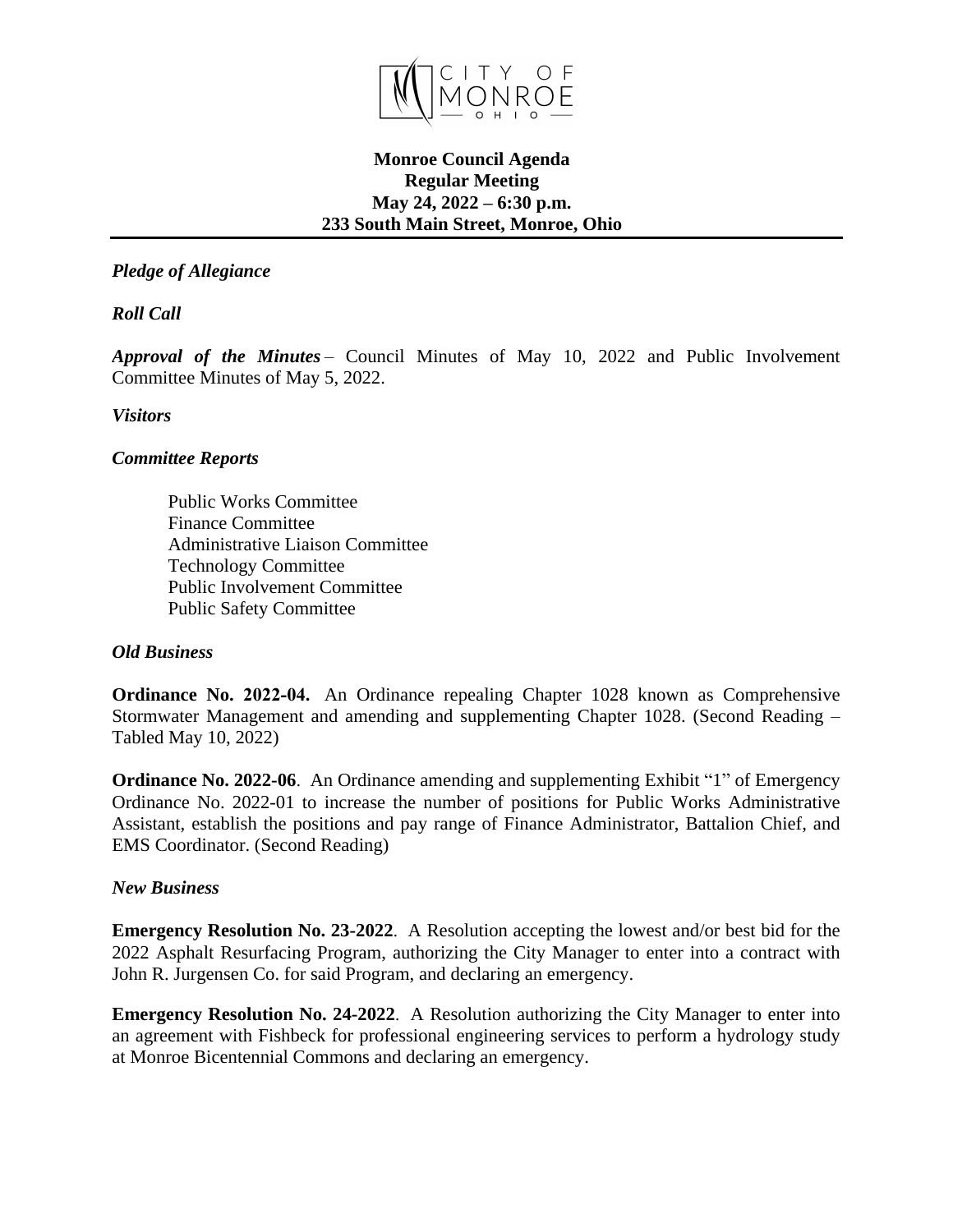CITY OF MONROE OHIO

**Monroe Council Agenda**
**Regular Meeting**
**May 24, 2022 – 6:30 p.m.**
**233 South Main Street, Monroe, Ohio**

---

***Pledge of Allegiance***

***Roll Call***

***Approval of the Minutes*** – Council Minutes of May 10, 2022 and Public Involvement Committee Minutes of May 5, 2022.

***Visitors***

***Committee Reports***

Public Works Committee
Finance Committee
Administrative Liaison Committee
Technology Committee
Public Involvement Committee
Public Safety Committee

***Old Business***

**Ordinance No. 2022-04.** An Ordinance repealing Chapter 1028 known as Comprehensive Stormwater Management and amending and supplementing Chapter 1028. (Second Reading – Tabled May 10, 2022)

**Ordinance No. 2022-06**. An Ordinance amending and supplementing Exhibit "1" of Emergency Ordinance No. 2022-01 to increase the number of positions for Public Works Administrative Assistant, establish the positions and pay range of Finance Administrator, Battalion Chief, and EMS Coordinator. (Second Reading)

***New Business***

**Emergency Resolution No. 23-2022**. A Resolution accepting the lowest and/or best bid for the 2022 Asphalt Resurfacing Program, authorizing the City Manager to enter into a contract with John R. Jurgensen Co. for said Program, and declaring an emergency.

**Emergency Resolution No. 24-2022**. A Resolution authorizing the City Manager to enter into an agreement with Fishbeck for professional engineering services to perform a hydrology study at Monroe Bicentennial Commons and declaring an emergency.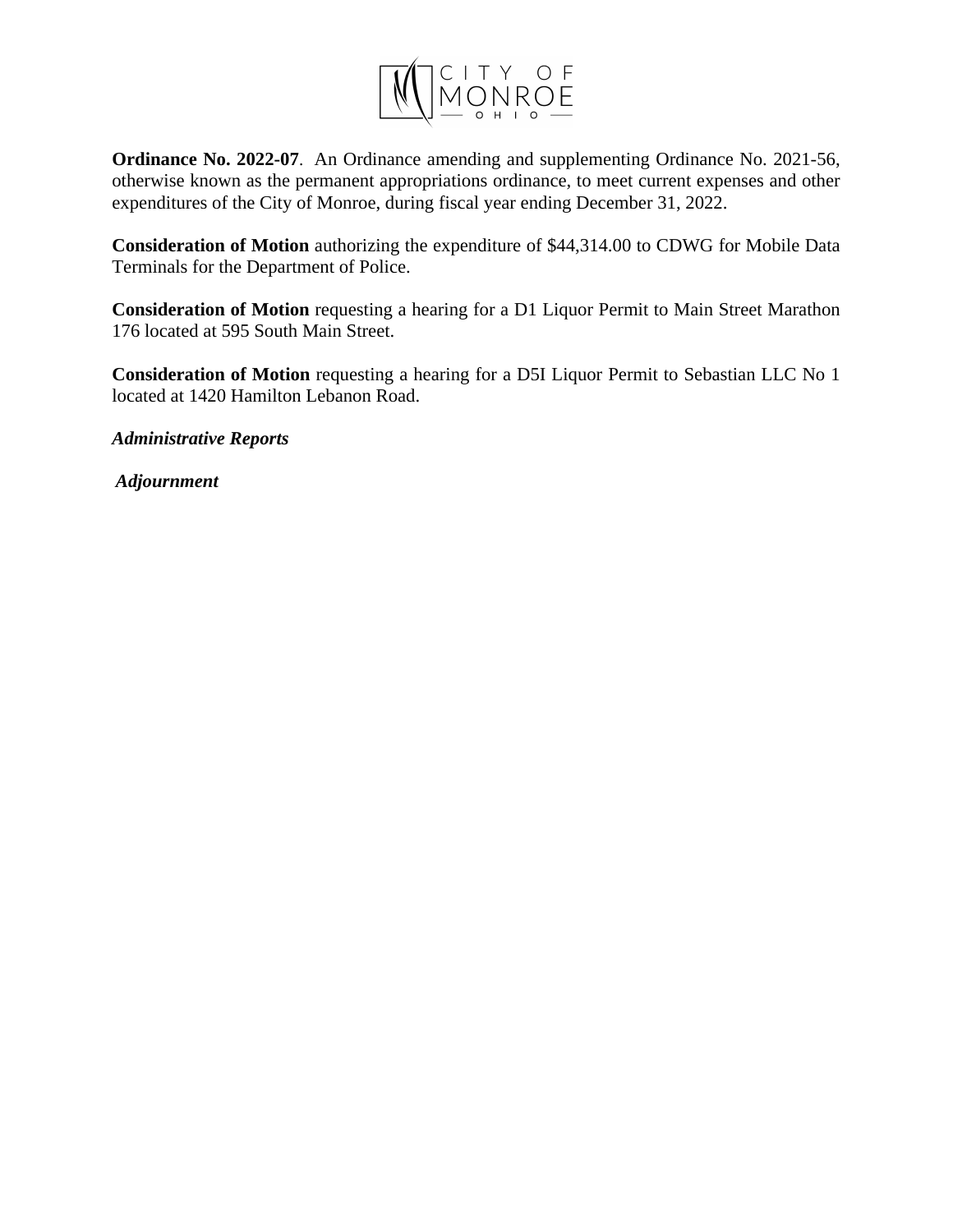**Ordinance No. 2022-07**. An Ordinance amending and supplementing Ordinance No. 2021-56, otherwise known as the permanent appropriations ordinance, to meet current expenses and other expenditures of the City of Monroe, during fiscal year ending December 31, 2022.

**Consideration of Motion** authorizing the expenditure of $44,314.00 to CDWG for Mobile Data Terminals for the Department of Police.

**Consideration of Motion** requesting a hearing for a D1 Liquor Permit to Main Street Marathon 176 located at 595 South Main Street.

**Consideration of Motion** requesting a hearing for a D5I Liquor Permit to Sebastian LLC No 1 located at 1420 Hamilton Lebanon Road.

***Administrative Reports***

***Adjournment***